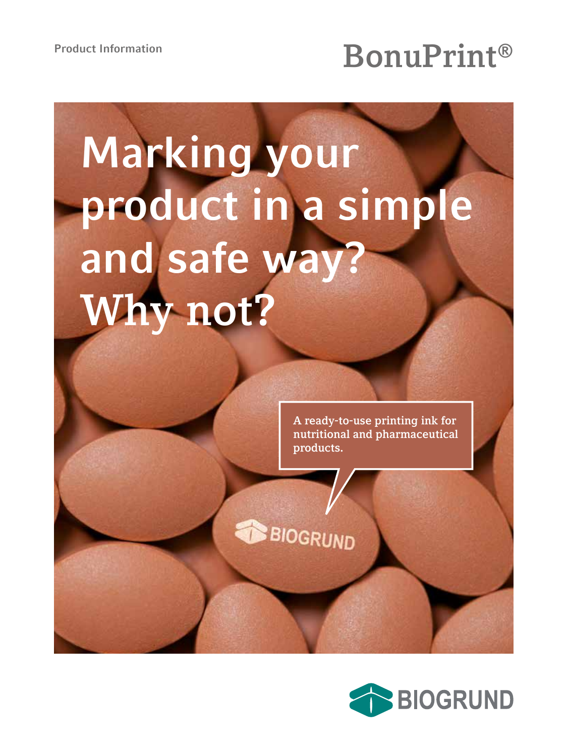Product Information

# BonuPrint®

## Marking your product in a simple and safe way? Why not?

A ready-to-use printing ink for nutritional and pharmaceutical products.

BIOGRUND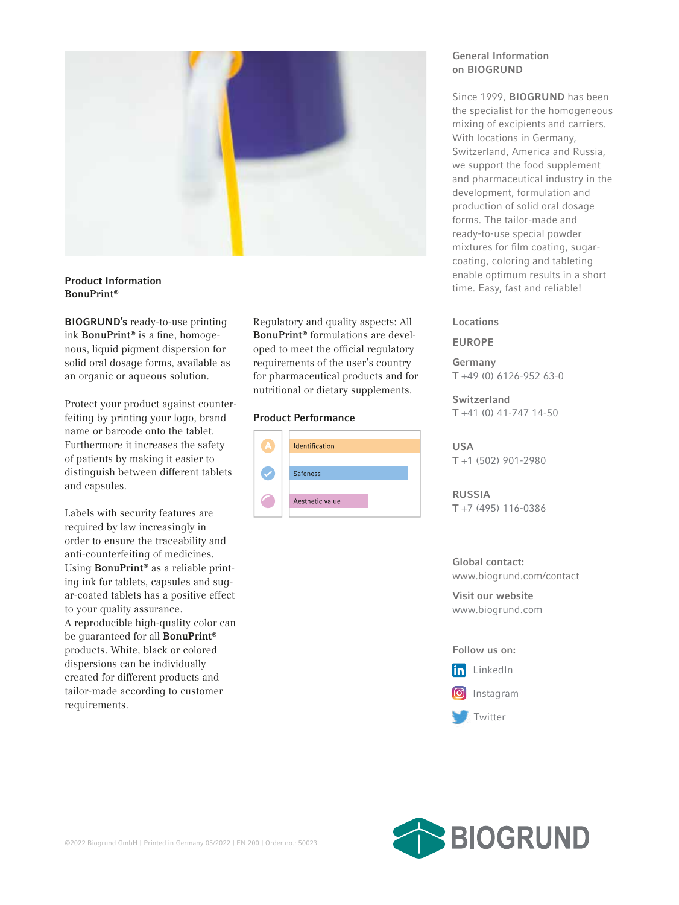## Product Information
**BonuPrint®**

**BIOGRUND's** ready-to-use printing ink **BonuPrint®** is a fine, homogenous, liquid pigment dispersion for solid oral dosage forms, available as an organic or aqueous solution.

Protect your product against counterfeiting by printing your logo, brand name or barcode onto the tablet. Furthermore it increases the safety of patients by making it easier to distinguish between different tablets and capsules.

Labels with security features are required by law increasingly in order to ensure the traceability and anti-counterfeiting of medicines. Using **BonuPrint®** as a reliable printing ink for tablets, capsules and sugar-coated tablets has a positive effect to your quality assurance.
A reproducible high-quality color can be guaranteed for all **BonuPrint®** products. White, black or colored dispersions can be individually created for different products and tailor-made according to customer requirements.

Regulatory and quality aspects: All **BonuPrint®** formulations are developed to meet the official regulatory requirements of the user's country for pharmaceutical products and for nutritional or dietary supplements.

### Product Performance

Identification

Safeness

Aesthetic value

## General Information on BIOGRUND

Since 1999, **BIOGRUND** has been the specialist for the homogeneous mixing of excipients and carriers. With locations in Germany, Switzerland, America and Russia, we support the food supplement and pharmaceutical industry in the development, formulation and production of solid oral dosage forms. The tailor-made and ready-to-use special powder mixtures for film coating, sugar-coating, coloring and tableting enable optimum results in a short time. Easy, fast and reliable!

### Locations

**EUROPE**

**Germany**
**T** +49 (0) 6126-952 63-0

**Switzerland**
**T** +41 (0) 41-747 14-50

**USA**
**T** +1 (502) 901-2980

**RUSSIA**
**T** +7 (495) 116-0386

**Global contact:**
www.biogrund.com/contact

**Visit our website**
www.biogrund.com

**Follow us on:**
- LinkedIn
- Instagram
- Twitter

©2022 Biogrund GmbH | Printed in Germany 05/2022 | EN 200 | Order no.: 50023

BIOGRUND